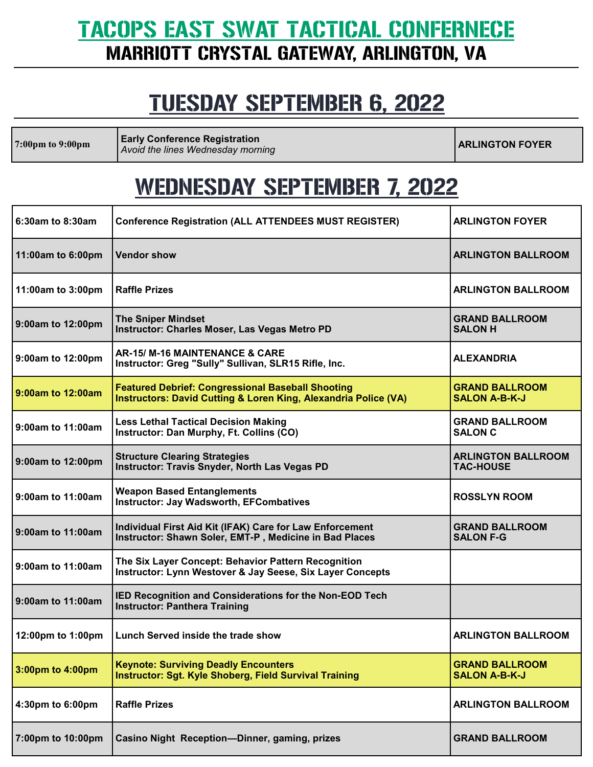# TACOPS EAST SWAT TACTICAL CONFERNECE

## MARRIOTT CRYSTAL GATEWAY, ARLINGTON, VA

## TUESDAY SEPTEMBER 6, 2022

| | | |
|---|---|---|
| 7:00pm to 9:00pm | **Early Conference Registration**<br>*Avoid the lines Wednesday morning* | **ARLINGTON FOYER** |

## WEDNESDAY SEPTEMBER 7, 2022

| | | |
|---|---|---|
| **6:30am to 8:30am** | **Conference Registration (ALL ATTENDEES MUST REGISTER)** | **ARLINGTON FOYER** |
| **11:00am to 6:00pm** | **Vendor show** | **ARLINGTON BALLROOM** |
| **11:00am to 3:00pm** | **Raffle Prizes** | **ARLINGTON BALLROOM** |
| **9:00am to 12:00pm** | **The Sniper Mindset**<br>**Instructor: Charles Moser, Las Vegas Metro PD** | **GRAND BALLROOM SALON H** |
| **9:00am to 12:00pm** | **AR-15/ M-16 MAINTENANCE & CARE**<br>**Instructor: Greg "Sully" Sullivan, SLR15 Rifle, Inc.** | **ALEXANDRIA** |
| **9:00am to 12:00am** | **Featured Debrief: Congressional Baseball Shooting**<br>**Instructors: David Cutting & Loren King, Alexandria Police (VA)** | **GRAND BALLROOM SALON A-B-K-J** |
| **9:00am to 11:00am** | **Less Lethal Tactical Decision Making**<br>**Instructor: Dan Murphy, Ft. Collins (CO)** | **GRAND BALLROOM SALON C** |
| **9:00am to 12:00pm** | **Structure Clearing Strategies**<br>**Instructor: Travis Snyder, North Las Vegas PD** | **ARLINGTON BALLROOM TAC-HOUSE** |
| **9:00am to 11:00am** | **Weapon Based Entanglements**<br>**Instructor: Jay Wadsworth, EFCombatives** | **ROSSLYN ROOM** |
| **9:00am to 11:00am** | **Individual First Aid Kit (IFAK) Care for Law Enforcement**<br>**Instructor: Shawn Soler, EMT-P , Medicine in Bad Places** | **GRAND BALLROOM SALON F-G** |
| **9:00am to 11:00am** | **The Six Layer Concept: Behavior Pattern Recognition**<br>**Instructor: Lynn Westover & Jay Seese, Six Layer Concepts** | |
| **9:00am to 11:00am** | **IED Recognition and Considerations for the Non-EOD Tech**<br>**Instructor: Panthera Training** | |
| **12:00pm to 1:00pm** | **Lunch Served inside the trade show** | **ARLINGTON BALLROOM** |
| **3:00pm to 4:00pm** | **Keynote: Surviving Deadly Encounters**<br>**Instructor: Sgt. Kyle Shoberg, Field Survival Training** | **GRAND BALLROOM SALON A-B-K-J** |
| **4:30pm to 6:00pm** | **Raffle Prizes** | **ARLINGTON BALLROOM** |
| **7:00pm to 10:00pm** | **Casino Night Reception—Dinner, gaming, prizes** | **GRAND BALLROOM** |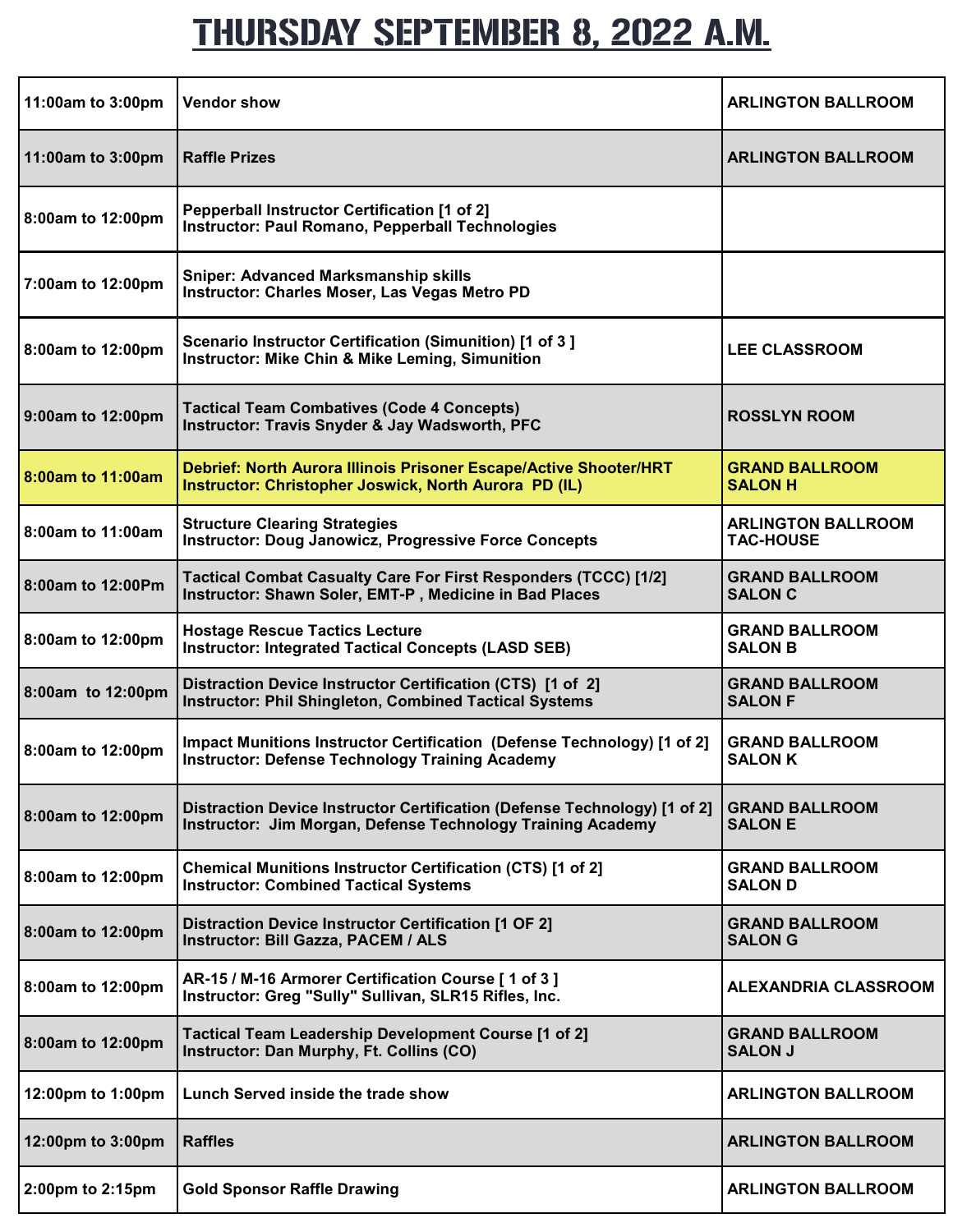# THURSDAY SEPTEMBER 8, 2022 A.M.

| | | |
|---|---|---|
| 11:00am to 3:00pm | Vendor show | ARLINGTON BALLROOM |
| 11:00am to 3:00pm | Raffle Prizes | ARLINGTON BALLROOM |
| 8:00am to 12:00pm | Pepperball Instructor Certification [1 of 2]<br>Instructor: Paul Romano, Pepperball Technologies | |
| 7:00am to 12:00pm | Sniper: Advanced Marksmanship skills<br>Instructor: Charles Moser, Las Vegas Metro PD | |
| 8:00am to 12:00pm | Scenario Instructor Certification (Simunition) [1 of 3 ]<br>Instructor: Mike Chin & Mike Leming, Simunition | LEE CLASSROOM |
| 9:00am to 12:00pm | Tactical Team Combatives (Code 4 Concepts)<br>Instructor: Travis Snyder & Jay Wadsworth, PFC | ROSSLYN ROOM |
| 8:00am to 11:00am | Debrief: North Aurora Illinois Prisoner Escape/Active Shooter/HRT<br>Instructor: Christopher Joswick, North Aurora PD (IL) | GRAND BALLROOM SALON H |
| 8:00am to 11:00am | Structure Clearing Strategies<br>Instructor: Doug Janowicz, Progressive Force Concepts | ARLINGTON BALLROOM TAC-HOUSE |
| 8:00am to 12:00Pm | Tactical Combat Casualty Care For First Responders (TCCC) [1/2]<br>Instructor: Shawn Soler, EMT-P , Medicine in Bad Places | GRAND BALLROOM SALON C |
| 8:00am to 12:00pm | Hostage Rescue Tactics Lecture<br>Instructor: Integrated Tactical Concepts (LASD SEB) | GRAND BALLROOM SALON B |
| 8:00am to 12:00pm | Distraction Device Instructor Certification (CTS) [1 of 2]<br>Instructor: Phil Shingleton, Combined Tactical Systems | GRAND BALLROOM SALON F |
| 8:00am to 12:00pm | Impact Munitions Instructor Certification (Defense Technology) [1 of 2]<br>Instructor: Defense Technology Training Academy | GRAND BALLROOM SALON K |
| 8:00am to 12:00pm | Distraction Device Instructor Certification (Defense Technology) [1 of 2]<br>Instructor: Jim Morgan, Defense Technology Training Academy | GRAND BALLROOM SALON E |
| 8:00am to 12:00pm | Chemical Munitions Instructor Certification (CTS) [1 of 2]<br>Instructor: Combined Tactical Systems | GRAND BALLROOM SALON D |
| 8:00am to 12:00pm | Distraction Device Instructor Certification [1 OF 2]<br>Instructor: Bill Gazza, PACEM / ALS | GRAND BALLROOM SALON G |
| 8:00am to 12:00pm | AR-15 / M-16 Armorer Certification Course [ 1 of 3 ]<br>Instructor: Greg "Sully" Sullivan, SLR15 Rifles, Inc. | ALEXANDRIA CLASSROOM |
| 8:00am to 12:00pm | Tactical Team Leadership Development Course [1 of 2]<br>Instructor: Dan Murphy, Ft. Collins (CO) | GRAND BALLROOM SALON J |
| 12:00pm to 1:00pm | Lunch Served inside the trade show | ARLINGTON BALLROOM |
| 12:00pm to 3:00pm | Raffles | ARLINGTON BALLROOM |
| 2:00pm to 2:15pm | Gold Sponsor Raffle Drawing | ARLINGTON BALLROOM |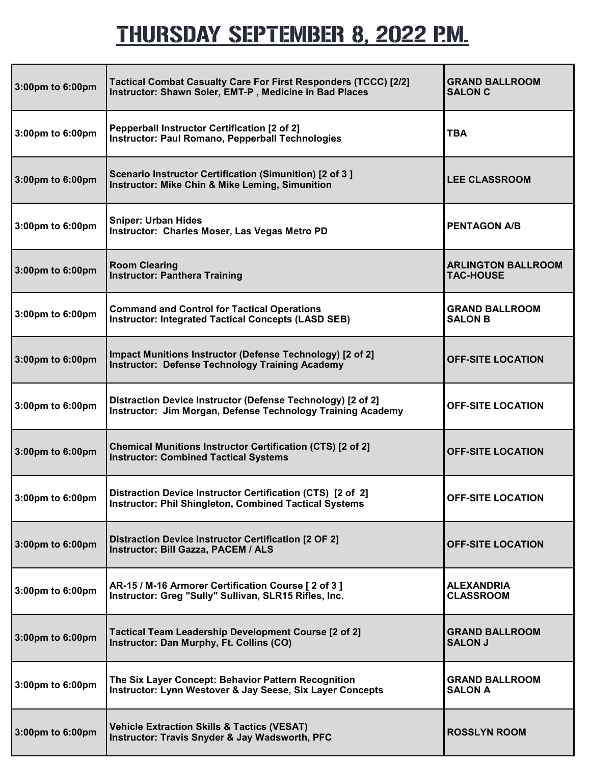# THURSDAY SEPTEMBER 8, 2022 P.M.

| | | |
|---|---|---|
| 3:00pm to 6:00pm | Tactical Combat Casualty Care For First Responders (TCCC) [2/2]<br>Instructor: Shawn Soler, EMT-P , Medicine in Bad Places | GRAND BALLROOM SALON C |
| 3:00pm to 6:00pm | Pepperball Instructor Certification [2 of 2]<br>Instructor: Paul Romano, Pepperball Technologies | TBA |
| 3:00pm to 6:00pm | Scenario Instructor Certification (Simunition) [2 of 3 ]<br>Instructor: Mike Chin & Mike Leming, Simunition | LEE CLASSROOM |
| 3:00pm to 6:00pm | Sniper: Urban Hides<br>Instructor: Charles Moser, Las Vegas Metro PD | PENTAGON A/B |
| 3:00pm to 6:00pm | Room Clearing<br>Instructor: Panthera Training | ARLINGTON BALLROOM TAC-HOUSE |
| 3:00pm to 6:00pm | Command and Control for Tactical Operations<br>Instructor: Integrated Tactical Concepts (LASD SEB) | GRAND BALLROOM SALON B |
| 3:00pm to 6:00pm | Impact Munitions Instructor (Defense Technology) [2 of 2]<br>Instructor: Defense Technology Training Academy | OFF-SITE LOCATION |
| 3:00pm to 6:00pm | Distraction Device Instructor (Defense Technology) [2 of 2]<br>Instructor: Jim Morgan, Defense Technology Training Academy | OFF-SITE LOCATION |
| 3:00pm to 6:00pm | Chemical Munitions Instructor Certification (CTS) [2 of 2]<br>Instructor: Combined Tactical Systems | OFF-SITE LOCATION |
| 3:00pm to 6:00pm | Distraction Device Instructor Certification (CTS) [2 of 2]<br>Instructor: Phil Shingleton, Combined Tactical Systems | OFF-SITE LOCATION |
| 3:00pm to 6:00pm | Distraction Device Instructor Certification [2 OF 2]<br>Instructor: Bill Gazza, PACEM / ALS | OFF-SITE LOCATION |
| 3:00pm to 6:00pm | AR-15 / M-16 Armorer Certification Course [ 2 of 3 ]<br>Instructor: Greg "Sully" Sullivan, SLR15 Rifles, Inc. | ALEXANDRIA CLASSROOM |
| 3:00pm to 6:00pm | Tactical Team Leadership Development Course [2 of 2]<br>Instructor: Dan Murphy, Ft. Collins (CO) | GRAND BALLROOM SALON J |
| 3:00pm to 6:00pm | The Six Layer Concept: Behavior Pattern Recognition<br>Instructor: Lynn Westover & Jay Seese, Six Layer Concepts | GRAND BALLROOM SALON A |
| 3:00pm to 6:00pm | Vehicle Extraction Skills & Tactics (VESAT)<br>Instructor: Travis Snyder & Jay Wadsworth, PFC | ROSSLYN ROOM |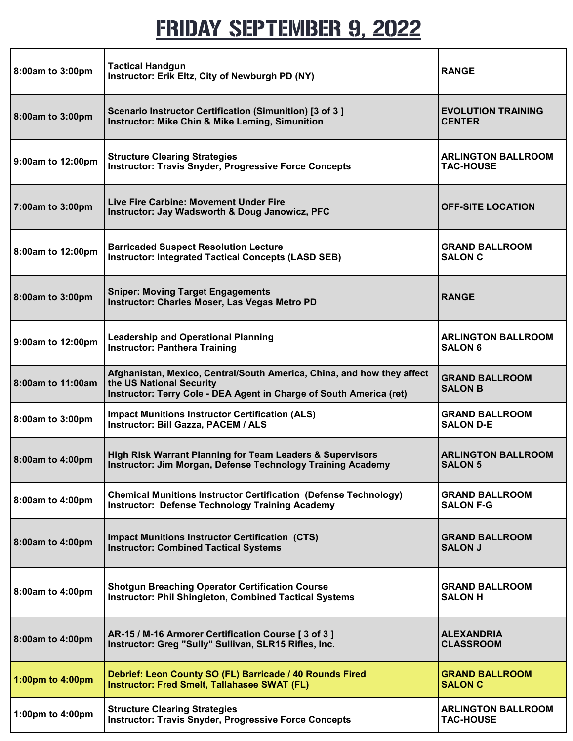# FRIDAY SEPTEMBER 9, 2022

| | | |
|---|---|---|
| **8:00am to 3:00pm** | **Tactical Handgun**<br>**Instructor: Erik Eltz, City of Newburgh PD (NY)** | **RANGE** |
| **8:00am to 3:00pm** | **Scenario Instructor Certification (Simunition) [3 of 3 ]**<br>**Instructor: Mike Chin & Mike Leming, Simunition** | **EVOLUTION TRAINING CENTER** |
| **9:00am to 12:00pm** | **Structure Clearing Strategies**<br>**Instructor: Travis Snyder, Progressive Force Concepts** | **ARLINGTON BALLROOM TAC-HOUSE** |
| **7:00am to 3:00pm** | **Live Fire Carbine: Movement Under Fire**<br>**Instructor: Jay Wadsworth & Doug Janowicz, PFC** | **OFF-SITE LOCATION** |
| **8:00am to 12:00pm** | **Barricaded Suspect Resolution Lecture**<br>**Instructor: Integrated Tactical Concepts (LASD SEB)** | **GRAND BALLROOM SALON C** |
| **8:00am to 3:00pm** | **Sniper: Moving Target Engagements**<br>**Instructor: Charles Moser, Las Vegas Metro PD** | **RANGE** |
| **9:00am to 12:00pm** | **Leadership and Operational Planning**<br>**Instructor: Panthera Training** | **ARLINGTON BALLROOM SALON 6** |
| **8:00am to 11:00am** | **Afghanistan, Mexico, Central/South America, China, and how they affect the US National Security**<br>**Instructor: Terry Cole - DEA Agent in Charge of South America (ret)** | **GRAND BALLROOM SALON B** |
| **8:00am to 3:00pm** | **Impact Munitions Instructor Certification (ALS)**<br>**Instructor: Bill Gazza, PACEM / ALS** | **GRAND BALLROOM SALON D-E** |
| **8:00am to 4:00pm** | **High Risk Warrant Planning for Team Leaders & Supervisors**<br>**Instructor: Jim Morgan, Defense Technology Training Academy** | **ARLINGTON BALLROOM SALON 5** |
| **8:00am to 4:00pm** | **Chemical Munitions Instructor Certification (Defense Technology)**<br>**Instructor: Defense Technology Training Academy** | **GRAND BALLROOM SALON F-G** |
| **8:00am to 4:00pm** | **Impact Munitions Instructor Certification (CTS)**<br>**Instructor: Combined Tactical Systems** | **GRAND BALLROOM SALON J** |
| **8:00am to 4:00pm** | **Shotgun Breaching Operator Certification Course**<br>**Instructor: Phil Shingleton, Combined Tactical Systems** | **GRAND BALLROOM SALON H** |
| **8:00am to 4:00pm** | **AR-15 / M-16 Armorer Certification Course [ 3 of 3 ]**<br>**Instructor: Greg "Sully" Sullivan, SLR15 Rifles, Inc.** | **ALEXANDRIA CLASSROOM** |
| **1:00pm to 4:00pm** | **Debrief: Leon County SO (FL) Barricade / 40 Rounds Fired**<br>**Instructor: Fred Smelt, Tallahasee SWAT (FL)** | **GRAND BALLROOM SALON C** |
| **1:00pm to 4:00pm** | **Structure Clearing Strategies**<br>**Instructor: Travis Snyder, Progressive Force Concepts** | **ARLINGTON BALLROOM TAC-HOUSE** |